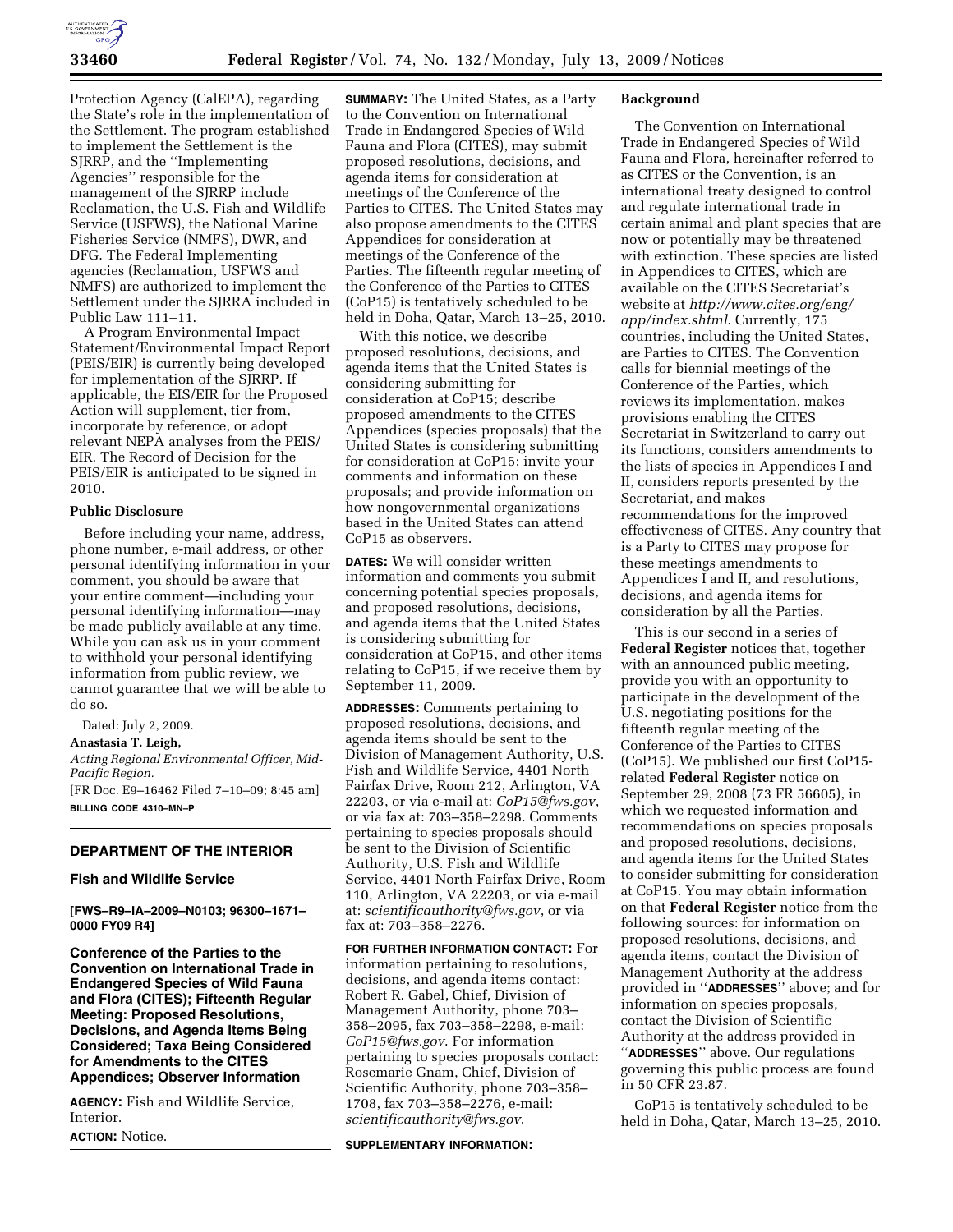Protection Agency (CalEPA), regarding the State's role in the implementation of the Settlement. The program established to implement the Settlement is the SJRRP, and the ''Implementing Agencies'' responsible for the management of the SJRRP include Reclamation, the U.S. Fish and Wildlife Service (USFWS), the National Marine Fisheries Service (NMFS), DWR, and DFG. The Federal Implementing agencies (Reclamation, USFWS and NMFS) are authorized to implement the Settlement under the SJRRA included in Public Law 111–11.

A Program Environmental Impact Statement/Environmental Impact Report (PEIS/EIR) is currently being developed for implementation of the SJRRP. If applicable, the EIS/EIR for the Proposed Action will supplement, tier from, incorporate by reference, or adopt relevant NEPA analyses from the PEIS/EIR. The Record of Decision for the PEIS/EIR is anticipated to be signed in 2010.

**Public Disclosure**

Before including your name, address, phone number, e-mail address, or other personal identifying information in your comment, you should be aware that your entire comment—including your personal identifying information—may be made publicly available at any time. While you can ask us in your comment to withhold your personal identifying information from public review, we cannot guarantee that we will be able to do so.

Dated: July 2, 2009.

**Anastasia T. Leigh,**

*Acting Regional Environmental Officer, Mid-Pacific Region.*

[FR Doc. E9–16462 Filed 7–10–09; 8:45 am]

**BILLING CODE 4310–MN–P**

---

## DEPARTMENT OF THE INTERIOR

### Fish and Wildlife Service

**[FWS–R9–IA–2009–N0103; 96300–1671–0000 FY09 R4]**

### Conference of the Parties to the Convention on International Trade in Endangered Species of Wild Fauna and Flora (CITES); Fifteenth Regular Meeting: Proposed Resolutions, Decisions, and Agenda Items Being Considered; Taxa Being Considered for Amendments to the CITES Appendices; Observer Information

**AGENCY:** Fish and Wildlife Service, Interior.

**ACTION:** Notice.

**SUMMARY:** The United States, as a Party to the Convention on International Trade in Endangered Species of Wild Fauna and Flora (CITES), may submit proposed resolutions, decisions, and agenda items for consideration at meetings of the Conference of the Parties to CITES. The United States may also propose amendments to the CITES Appendices for consideration at meetings of the Conference of the Parties. The fifteenth regular meeting of the Conference of the Parties to CITES (CoP15) is tentatively scheduled to be held in Doha, Qatar, March 13–25, 2010.

With this notice, we describe proposed resolutions, decisions, and agenda items that the United States is considering submitting for consideration at CoP15; describe proposed amendments to the CITES Appendices (species proposals) that the United States is considering submitting for consideration at CoP15; invite your comments and information on these proposals; and provide information on how nongovernmental organizations based in the United States can attend CoP15 as observers.

**DATES:** We will consider written information and comments you submit concerning potential species proposals, and proposed resolutions, decisions, and agenda items that the United States is considering submitting for consideration at CoP15, and other items relating to CoP15, if we receive them by September 11, 2009.

**ADDRESSES:** Comments pertaining to proposed resolutions, decisions, and agenda items should be sent to the Division of Management Authority, U.S. Fish and Wildlife Service, 4401 North Fairfax Drive, Room 212, Arlington, VA 22203, or via e-mail at: *CoP15@fws.gov*, or via fax at: 703–358–2298. Comments pertaining to species proposals should be sent to the Division of Scientific Authority, U.S. Fish and Wildlife Service, 4401 North Fairfax Drive, Room 110, Arlington, VA 22203, or via e-mail at: *scientificauthority@fws.gov*, or via fax at: 703–358–2276.

**FOR FURTHER INFORMATION CONTACT:** For information pertaining to resolutions, decisions, and agenda items contact: Robert R. Gabel, Chief, Division of Management Authority, phone 703–358–2095, fax 703–358–2298, e-mail: *CoP15@fws.gov*. For information pertaining to species proposals contact: Rosemarie Gnam, Chief, Division of Scientific Authority, phone 703–358–1708, fax 703–358–2276, e-mail: *scientificauthority@fws.gov*.

**SUPPLEMENTARY INFORMATION:**

**Background**

The Convention on International Trade in Endangered Species of Wild Fauna and Flora, hereinafter referred to as CITES or the Convention, is an international treaty designed to control and regulate international trade in certain animal and plant species that are now or potentially may be threatened with extinction. These species are listed in Appendices to CITES, which are available on the CITES Secretariat's website at *http://www.cites.org/eng/app/index.shtml*. Currently, 175 countries, including the United States, are Parties to CITES. The Convention calls for biennial meetings of the Conference of the Parties, which reviews its implementation, makes provisions enabling the CITES Secretariat in Switzerland to carry out its functions, considers amendments to the lists of species in Appendices I and II, considers reports presented by the Secretariat, and makes recommendations for the improved effectiveness of CITES. Any country that is a Party to CITES may propose for these meetings amendments to Appendices I and II, and resolutions, decisions, and agenda items for consideration by all the Parties.

This is our second in a series of **Federal Register** notices that, together with an announced public meeting, provide you with an opportunity to participate in the development of the U.S. negotiating positions for the fifteenth regular meeting of the Conference of the Parties to CITES (CoP15). We published our first CoP15-related **Federal Register** notice on September 29, 2008 (73 FR 56605), in which we requested information and recommendations on species proposals and proposed resolutions, decisions, and agenda items for the United States to consider submitting for consideration at CoP15. You may obtain information on that **Federal Register** notice from the following sources: for information on proposed resolutions, decisions, and agenda items, contact the Division of Management Authority at the address provided in ''**ADDRESSES**'' above; and for information on species proposals, contact the Division of Scientific Authority at the address provided in ''**ADDRESSES**'' above. Our regulations governing this public process are found in 50 CFR 23.87.

CoP15 is tentatively scheduled to be held in Doha, Qatar, March 13–25, 2010.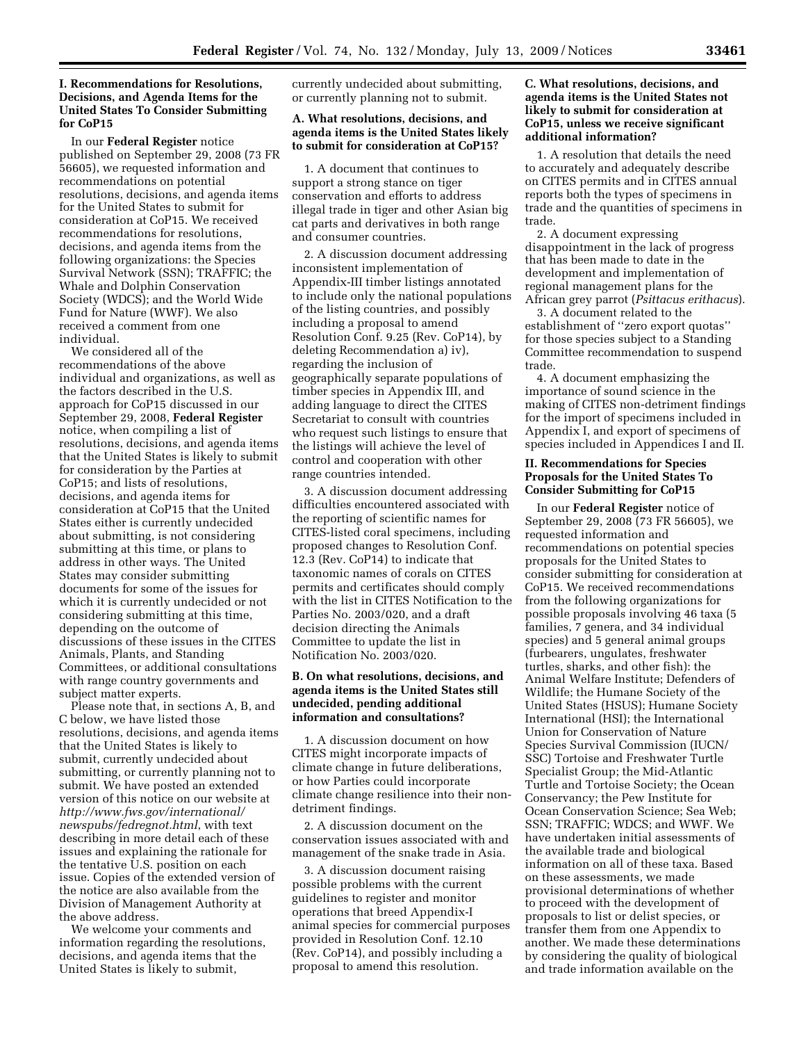## I. Recommendations for Resolutions, Decisions, and Agenda Items for the United States To Consider Submitting for CoP15

In our **Federal Register** notice published on September 29, 2008 (73 FR 56605), we requested information and recommendations on potential resolutions, decisions, and agenda items for the United States to submit for consideration at CoP15. We received recommendations for resolutions, decisions, and agenda items from the following organizations: the Species Survival Network (SSN); TRAFFIC; the Whale and Dolphin Conservation Society (WDCS); and the World Wide Fund for Nature (WWF). We also received a comment from one individual.

We considered all of the recommendations of the above individual and organizations, as well as the factors described in the U.S. approach for CoP15 discussed in our September 29, 2008, **Federal Register** notice, when compiling a list of resolutions, decisions, and agenda items that the United States is likely to submit for consideration by the Parties at CoP15; and lists of resolutions, decisions, and agenda items for consideration at CoP15 that the United States either is currently undecided about submitting, is not considering submitting at this time, or plans to address in other ways. The United States may consider submitting documents for some of the issues for which it is currently undecided or not considering submitting at this time, depending on the outcome of discussions of these issues in the CITES Animals, Plants, and Standing Committees, or additional consultations with range country governments and subject matter experts.

Please note that, in sections A, B, and C below, we have listed those resolutions, decisions, and agenda items that the United States is likely to submit, currently undecided about submitting, or currently planning not to submit. We have posted an extended version of this notice on our website at *http://www.fws.gov/international/newspubs/fedregnot.html*, with text describing in more detail each of these issues and explaining the rationale for the tentative U.S. position on each issue. Copies of the extended version of the notice are also available from the Division of Management Authority at the above address.

We welcome your comments and information regarding the resolutions, decisions, and agenda items that the United States is likely to submit, currently undecided about submitting, or currently planning not to submit.

### A. What resolutions, decisions, and agenda items is the United States likely to submit for consideration at CoP15?

1. A document that continues to support a strong stance on tiger conservation and efforts to address illegal trade in tiger and other Asian big cat parts and derivatives in both range and consumer countries.

2. A discussion document addressing inconsistent implementation of Appendix-III timber listings annotated to include only the national populations of the listing countries, and possibly including a proposal to amend Resolution Conf. 9.25 (Rev. CoP14), by deleting Recommendation a) iv), regarding the inclusion of geographically separate populations of timber species in Appendix III, and adding language to direct the CITES Secretariat to consult with countries who request such listings to ensure that the listings will achieve the level of control and cooperation with other range countries intended.

3. A discussion document addressing difficulties encountered associated with the reporting of scientific names for CITES-listed coral specimens, including proposed changes to Resolution Conf. 12.3 (Rev. CoP14) to indicate that taxonomic names of corals on CITES permits and certificates should comply with the list in CITES Notification to the Parties No. 2003/020, and a draft decision directing the Animals Committee to update the list in Notification No. 2003/020.

### B. On what resolutions, decisions, and agenda items is the United States still undecided, pending additional information and consultations?

1. A discussion document on how CITES might incorporate impacts of climate change in future deliberations, or how Parties could incorporate climate change resilience into their non-detriment findings.

2. A discussion document on the conservation issues associated with and management of the snake trade in Asia.

3. A discussion document raising possible problems with the current guidelines to register and monitor operations that breed Appendix-I animal species for commercial purposes provided in Resolution Conf. 12.10 (Rev. CoP14), and possibly including a proposal to amend this resolution.

### C. What resolutions, decisions, and agenda items is the United States not likely to submit for consideration at CoP15, unless we receive significant additional information?

1. A resolution that details the need to accurately and adequately describe on CITES permits and in CITES annual reports both the types of specimens in trade and the quantities of specimens in trade.

2. A document expressing disappointment in the lack of progress that has been made to date in the development and implementation of regional management plans for the African grey parrot (*Psittacus erithacus*).

3. A document related to the establishment of "zero export quotas" for those species subject to a Standing Committee recommendation to suspend trade.

4. A document emphasizing the importance of sound science in the making of CITES non-detriment findings for the import of specimens included in Appendix I, and export of specimens of species included in Appendices I and II.

## II. Recommendations for Species Proposals for the United States To Consider Submitting for CoP15

In our **Federal Register** notice of September 29, 2008 (73 FR 56605), we requested information and recommendations on potential species proposals for the United States to consider submitting for consideration at CoP15. We received recommendations from the following organizations for possible proposals involving 46 taxa (5 families, 7 genera, and 34 individual species) and 5 general animal groups (furbearers, ungulates, freshwater turtles, sharks, and other fish): the Animal Welfare Institute; Defenders of Wildlife; the Humane Society of the United States (HSUS); Humane Society International (HSI); the International Union for Conservation of Nature Species Survival Commission (IUCN/SSC) Tortoise and Freshwater Turtle Specialist Group; the Mid-Atlantic Turtle and Tortoise Society; the Ocean Conservancy; the Pew Institute for Ocean Conservation Science; Sea Web; SSN; TRAFFIC; WDCS; and WWF. We have undertaken initial assessments of the available trade and biological information on all of these taxa. Based on these assessments, we made provisional determinations of whether to proceed with the development of proposals to list or delist species, or transfer them from one Appendix to another. We made these determinations by considering the quality of biological and trade information available on the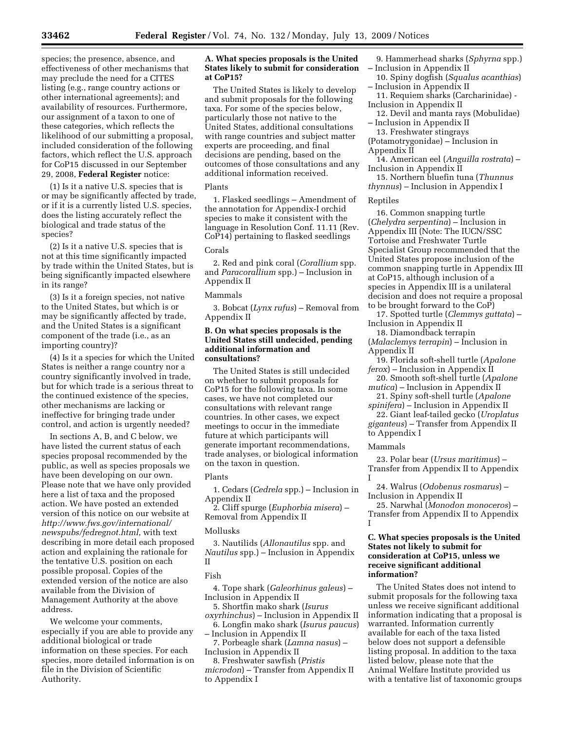species; the presence, absence, and effectiveness of other mechanisms that may preclude the need for a CITES listing (e.g., range country actions or other international agreements); and availability of resources. Furthermore, our assignment of a taxon to one of these categories, which reflects the likelihood of our submitting a proposal, included consideration of the following factors, which reflect the U.S. approach for CoP15 discussed in our September 29, 2008, **Federal Register** notice:

(1) Is it a native U.S. species that is or may be significantly affected by trade, or if it is a currently listed U.S. species, does the listing accurately reflect the biological and trade status of the species?

(2) Is it a native U.S. species that is not at this time significantly impacted by trade within the United States, but is being significantly impacted elsewhere in its range?

(3) Is it a foreign species, not native to the United States, but which is or may be significantly affected by trade, and the United States is a significant component of the trade (i.e., as an importing country)?

(4) Is it a species for which the United States is neither a range country nor a country significantly involved in trade, but for which trade is a serious threat to the continued existence of the species, other mechanisms are lacking or ineffective for bringing trade under control, and action is urgently needed?

In sections A, B, and C below, we have listed the current status of each species proposal recommended by the public, as well as species proposals we have been developing on our own. Please note that we have only provided here a list of taxa and the proposed action. We have posted an extended version of this notice on our website at *http://www.fws.gov/international/newspubs/fedregnot.html*, with text describing in more detail each proposed action and explaining the rationale for the tentative U.S. position on each possible proposal. Copies of the extended version of the notice are also available from the Division of Management Authority at the above address.

We welcome your comments, especially if you are able to provide any additional biological or trade information on these species. For each species, more detailed information is on file in the Division of Scientific Authority.

**A. What species proposals is the United States likely to submit for consideration at CoP15?**

The United States is likely to develop and submit proposals for the following taxa. For some of the species below, particularly those not native to the United States, additional consultations with range countries and subject matter experts are proceeding, and final decisions are pending, based on the outcomes of those consultations and any additional information received.

Plants

1. Flasked seedlings – Amendment of the annotation for Appendix-I orchid species to make it consistent with the language in Resolution Conf. 11.11 (Rev. CoP14) pertaining to flasked seedlings

Corals

2. Red and pink coral (*Corallium* spp. and *Paracorallium* spp.) – Inclusion in Appendix II

Mammals

3. Bobcat (*Lynx rufus*) – Removal from Appendix II

**B. On what species proposals is the United States still undecided, pending additional information and consultations?**

The United States is still undecided on whether to submit proposals for CoP15 for the following taxa. In some cases, we have not completed our consultations with relevant range countries. In other cases, we expect meetings to occur in the immediate future at which participants will generate important recommendations, trade analyses, or biological information on the taxon in question.

Plants

1. Cedars (*Cedrela* spp.) – Inclusion in Appendix II

2. Cliff spurge (*Euphorbia misera*) – Removal from Appendix II

Mollusks

3. Nautilids (*Allonautilus* spp. and *Nautilus* spp.) – Inclusion in Appendix II

Fish

4. Tope shark (*Galeorhinus galeus*) – Inclusion in Appendix II

5. Shortfin mako shark (*Isurus oxyrhinchus*) – Inclusion in Appendix II

6. Longfin mako shark (*Isurus paucus*) – Inclusion in Appendix II

7. Porbeagle shark (*Lamna nasus*) – Inclusion in Appendix II

8. Freshwater sawfish (*Pristis microdon*) – Transfer from Appendix II to Appendix I

9. Hammerhead sharks (*Sphyrna* spp.) – Inclusion in Appendix II

10. Spiny dogfish (*Squalus acanthias*) – Inclusion in Appendix II

11. Requiem sharks (Carcharinidae) - Inclusion in Appendix II

12. Devil and manta rays (Mobulidae) – Inclusion in Appendix II

13. Freshwater stingrays (Potamotrygonidae) – Inclusion in Appendix II

14. American eel (*Anguilla rostrata*) – Inclusion in Appendix II

15. Northern bluefin tuna (*Thunnus thynnus*) – Inclusion in Appendix I

Reptiles

16. Common snapping turtle (*Chelydra serpentina*) – Inclusion in Appendix III (Note: The IUCN/SSC Tortoise and Freshwater Turtle Specialist Group recommended that the United States propose inclusion of the common snapping turtle in Appendix III at CoP15, although inclusion of a species in Appendix III is a unilateral decision and does not require a proposal to be brought forward to the CoP)

17. Spotted turtle (*Clemmys guttata*) – Inclusion in Appendix II

18. Diamondback terrapin (*Malaclemys terrapin*) – Inclusion in Appendix II

19. Florida soft-shell turtle (*Apalone ferox*) – Inclusion in Appendix II

20. Smooth soft-shell turtle (*Apalone mutica*) – Inclusion in Appendix II

21. Spiny soft-shell turtle (*Apalone spinifera*) – Inclusion in Appendix II

22. Giant leaf-tailed gecko (*Uroplatus giganteus*) – Transfer from Appendix II to Appendix I

Mammals

23. Polar bear (*Ursus maritimus*) – Transfer from Appendix II to Appendix I

24. Walrus (*Odobenus rosmarus*) – Inclusion in Appendix II

25. Narwhal (*Monodon monoceros*) – Transfer from Appendix II to Appendix I

**C. What species proposals is the United States not likely to submit for consideration at CoP15, unless we receive significant additional information?**

The United States does not intend to submit proposals for the following taxa unless we receive significant additional information indicating that a proposal is warranted. Information currently available for each of the taxa listed below does not support a defensible listing proposal. In addition to the taxa listed below, please note that the Animal Welfare Institute provided us with a tentative list of taxonomic groups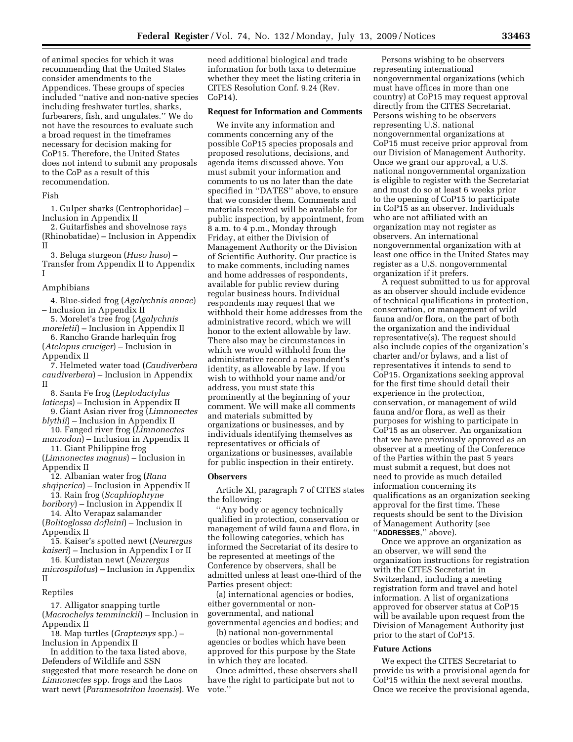of animal species for which it was recommending that the United States consider amendments to the Appendices. These groups of species included ''native and non-native species including freshwater turtles, sharks, furbearers, fish, and ungulates.'' We do not have the resources to evaluate such a broad request in the timeframes necessary for decision making for CoP15. Therefore, the United States does not intend to submit any proposals to the CoP as a result of this recommendation.

Fish

1. Gulper sharks (Centrophoridae) – Inclusion in Appendix II

2. Guitarfishes and shovelnose rays (Rhinobatidae) – Inclusion in Appendix II

3. Beluga sturgeon (*Huso huso*) – Transfer from Appendix II to Appendix I

Amphibians

4. Blue-sided frog (*Agalychnis annae*) – Inclusion in Appendix II

5. Morelet's tree frog (*Agalychnis moreletii*) – Inclusion in Appendix II

6. Rancho Grande harlequin frog (*Atelopus cruciger*) – Inclusion in Appendix II

7. Helmeted water toad (*Caudiverbera caudiverbera*) – Inclusion in Appendix II

8. Santa Fe frog (*Leptodactylus laticeps*) – Inclusion in Appendix II

9. Giant Asian river frog (*Limnonectes blythii*) – Inclusion in Appendix II

10. Fanged river frog (*Limnonectes macrodon*) – Inclusion in Appendix II

11. Giant Philippine frog (*Limnonectes magnus*) – Inclusion in Appendix II

12. Albanian water frog (*Rana shqiperica*) – Inclusion in Appendix II

13. Rain frog (*Scaphiophryne boribory*) – Inclusion in Appendix II

14. Alto Verapaz salamander (*Bolitoglossa dofleini*) – Inclusion in Appendix II

15. Kaiser's spotted newt (*Neurergus kaiseri*) – Inclusion in Appendix I or II

16. Kurdistan newt (*Neurergus microspilotus*) – Inclusion in Appendix II

Reptiles

17. Alligator snapping turtle (*Macrochelys temminckii*) – Inclusion in Appendix II

18. Map turtles (*Graptemys* spp.) – Inclusion in Appendix II

In addition to the taxa listed above, Defenders of Wildlife and SSN suggested that more research be done on *Limnonectes* spp. frogs and the Laos wart newt (*Paramesotriton laoensis*). We need additional biological and trade information for both taxa to determine whether they meet the listing criteria in CITES Resolution Conf. 9.24 (Rev. CoP14).

**Request for Information and Comments**

We invite any information and comments concerning any of the possible CoP15 species proposals and proposed resolutions, decisions, and agenda items discussed above. You must submit your information and comments to us no later than the date specified in ''DATES'' above, to ensure that we consider them. Comments and materials received will be available for public inspection, by appointment, from 8 a.m. to 4 p.m., Monday through Friday, at either the Division of Management Authority or the Division of Scientific Authority. Our practice is to make comments, including names and home addresses of respondents, available for public review during regular business hours. Individual respondents may request that we withhold their home addresses from the administrative record, which we will honor to the extent allowable by law. There also may be circumstances in which we would withhold from the administrative record a respondent's identity, as allowable by law. If you wish to withhold your name and/or address, you must state this prominently at the beginning of your comment. We will make all comments and materials submitted by organizations or businesses, and by individuals identifying themselves as representatives or officials of organizations or businesses, available for public inspection in their entirety.

**Observers**

Article XI, paragraph 7 of CITES states the following:

''Any body or agency technically qualified in protection, conservation or management of wild fauna and flora, in the following categories, which has informed the Secretariat of its desire to be represented at meetings of the Conference by observers, shall be admitted unless at least one-third of the Parties present object:

(a) international agencies or bodies, either governmental or non-governmental, and national governmental agencies and bodies; and

(b) national non-governmental agencies or bodies which have been approved for this purpose by the State in which they are located.

Once admitted, these observers shall have the right to participate but not to vote.''

Persons wishing to be observers representing international nongovernmental organizations (which must have offices in more than one country) at CoP15 may request approval directly from the CITES Secretariat. Persons wishing to be observers representing U.S. national nongovernmental organizations at CoP15 must receive prior approval from our Division of Management Authority. Once we grant our approval, a U.S. national nongovernmental organization is eligible to register with the Secretariat and must do so at least 6 weeks prior to the opening of CoP15 to participate in CoP15 as an observer. Individuals who are not affiliated with an organization may not register as observers. An international nongovernmental organization with at least one office in the United States may register as a U.S. nongovernmental organization if it prefers.

A request submitted to us for approval as an observer should include evidence of technical qualifications in protection, conservation, or management of wild fauna and/or flora, on the part of both the organization and the individual representative(s). The request should also include copies of the organization's charter and/or bylaws, and a list of representatives it intends to send to CoP15. Organizations seeking approval for the first time should detail their experience in the protection, conservation, or management of wild fauna and/or flora, as well as their purposes for wishing to participate in CoP15 as an observer. An organization that we have previously approved as an observer at a meeting of the Conference of the Parties within the past 5 years must submit a request, but does not need to provide as much detailed information concerning its qualifications as an organization seeking approval for the first time. These requests should be sent to the Division of Management Authority (see ''**ADDRESSES**,'' above).

Once we approve an organization as an observer, we will send the organization instructions for registration with the CITES Secretariat in Switzerland, including a meeting registration form and travel and hotel information. A list of organizations approved for observer status at CoP15 will be available upon request from the Division of Management Authority just prior to the start of CoP15.

**Future Actions**

We expect the CITES Secretariat to provide us with a provisional agenda for CoP15 within the next several months. Once we receive the provisional agenda,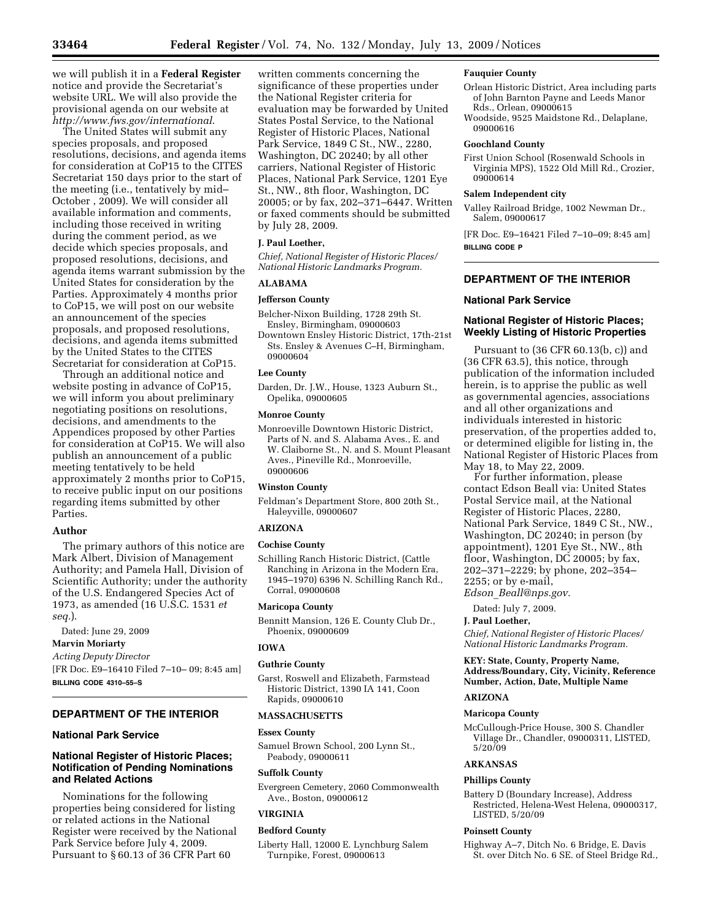we will publish it in a **Federal Register** notice and provide the Secretariat's website URL. We will also provide the provisional agenda on our website at *http://www.fws.gov/international*.

The United States will submit any species proposals, and proposed resolutions, decisions, and agenda items for consideration at CoP15 to the CITES Secretariat 150 days prior to the start of the meeting (i.e., tentatively by mid– October , 2009). We will consider all available information and comments, including those received in writing during the comment period, as we decide which species proposals, and proposed resolutions, decisions, and agenda items warrant submission by the United States for consideration by the Parties. Approximately 4 months prior to CoP15, we will post on our website an announcement of the species proposals, and proposed resolutions, decisions, and agenda items submitted by the United States to the CITES Secretariat for consideration at CoP15.

Through an additional notice and website posting in advance of CoP15, we will inform you about preliminary negotiating positions on resolutions, decisions, and amendments to the Appendices proposed by other Parties for consideration at CoP15. We will also publish an announcement of a public meeting tentatively to be held approximately 2 months prior to CoP15, to receive public input on our positions regarding items submitted by other Parties.

### Author

The primary authors of this notice are Mark Albert, Division of Management Authority; and Pamela Hall, Division of Scientific Authority; under the authority of the U.S. Endangered Species Act of 1973, as amended (16 U.S.C. 1531 *et seq*.).

Dated: June 29, 2009

**Marvin Moriarty**

*Acting Deputy Director*

[FR Doc. E9–16410 Filed 7–10– 09; 8:45 am]

**BILLING CODE 4310–55–S**

---

## DEPARTMENT OF THE INTERIOR

### National Park Service

### National Register of Historic Places; Notification of Pending Nominations and Related Actions

Nominations for the following properties being considered for listing or related actions in the National Register were received by the National Park Service before July 4, 2009. Pursuant to § 60.13 of 36 CFR Part 60 written comments concerning the significance of these properties under the National Register criteria for evaluation may be forwarded by United States Postal Service, to the National Register of Historic Places, National Park Service, 1849 C St., NW., 2280, Washington, DC 20240; by all other carriers, National Register of Historic Places, National Park Service, 1201 Eye St., NW., 8th floor, Washington, DC 20005; or by fax, 202–371–6447. Written or faxed comments should be submitted by July 28, 2009.

**J. Paul Loether,**

*Chief, National Register of Historic Places/ National Historic Landmarks Program.*

#### ALABAMA

##### Jefferson County

Belcher-Nixon Building, 1728 29th St. Ensley, Birmingham, 09000603

Downtown Ensley Historic District, 17th-21st Sts. Ensley & Avenues C–H, Birmingham, 09000604

##### Lee County

Darden, Dr. J.W., House, 1323 Auburn St., Opelika, 09000605

##### Monroe County

Monroeville Downtown Historic District, Parts of N. and S. Alabama Aves., E. and W. Claiborne St., N. and S. Mount Pleasant Aves., Pineville Rd., Monroeville, 09000606

##### Winston County

Feldman's Department Store, 800 20th St., Haleyville, 09000607

#### ARIZONA

##### Cochise County

Schilling Ranch Historic District, (Cattle Ranching in Arizona in the Modern Era, 1945–1970) 6396 N. Schilling Ranch Rd., Corral, 09000608

##### Maricopa County

Bennitt Mansion, 126 E. County Club Dr., Phoenix, 09000609

#### IOWA

##### Guthrie County

Garst, Roswell and Elizabeth, Farmstead Historic District, 1390 IA 141, Coon Rapids, 09000610

#### MASSACHUSETTS

##### Essex County

Samuel Brown School, 200 Lynn St., Peabody, 09000611

##### Suffolk County

Evergreen Cemetery, 2060 Commonwealth Ave., Boston, 09000612

#### VIRGINIA

##### Bedford County

Liberty Hall, 12000 E. Lynchburg Salem Turnpike, Forest, 09000613

##### Fauquier County

Orlean Historic District, Area including parts of John Barnton Payne and Leeds Manor Rds., Orlean, 09000615

Woodside, 9525 Maidstone Rd., Delaplane, 09000616

##### Goochland County

First Union School (Rosenwald Schools in Virginia MPS), 1522 Old Mill Rd., Crozier, 09000614

##### Salem Independent city

Valley Railroad Bridge, 1002 Newman Dr., Salem, 09000617

[FR Doc. E9–16421 Filed 7–10–09; 8:45 am]

**BILLING CODE P**

---

## DEPARTMENT OF THE INTERIOR

### National Park Service

### National Register of Historic Places; Weekly Listing of Historic Properties

Pursuant to (36 CFR 60.13(b, c)) and (36 CFR 63.5), this notice, through publication of the information included herein, is to apprise the public as well as governmental agencies, associations and all other organizations and individuals interested in historic preservation, of the properties added to, or determined eligible for listing in, the National Register of Historic Places from May 18, to May 22, 2009.

For further information, please contact Edson Beall via: United States Postal Service mail, at the National Register of Historic Places, 2280, National Park Service, 1849 C St., NW., Washington, DC 20240; in person (by appointment), 1201 Eye St., NW., 8th floor, Washington, DC 20005; by fax, 202–371–2229; by phone, 202–354–2255; or by e-mail, *Edson_Beall@nps.gov.*

Dated: July 7, 2009.

**J. Paul Loether,**

*Chief, National Register of Historic Places/ National Historic Landmarks Program.*

**KEY: State, County, Property Name, Address/Boundary, City, Vicinity, Reference Number, Action, Date, Multiple Name**

#### ARIZONA

##### Maricopa County

McCullough-Price House, 300 S. Chandler Village Dr., Chandler, 09000311, LISTED, 5/20/09

#### ARKANSAS

##### Phillips County

Battery D (Boundary Increase), Address Restricted, Helena-West Helena, 09000317, LISTED, 5/20/09

##### Poinsett County

Highway A–7, Ditch No. 6 Bridge, E. Davis St. over Ditch No. 6 SE. of Steel Bridge Rd.,